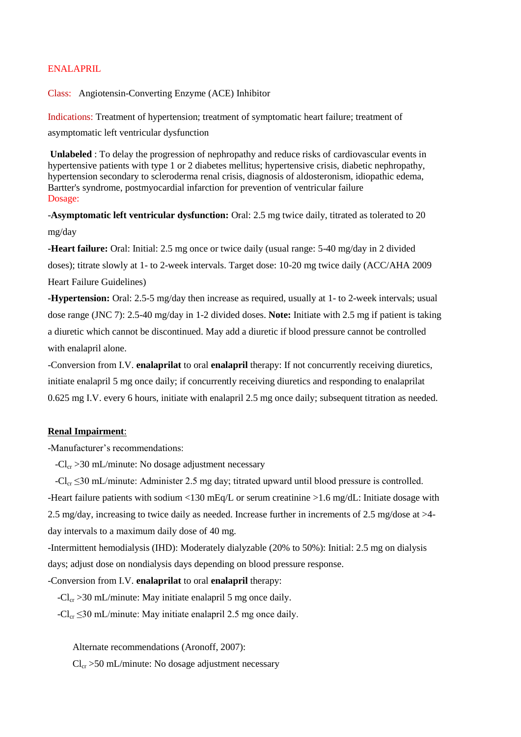ENALAPRIL

Class: Angiotensin-Converting Enzyme (ACE) Inhibitor

Indications: Treatment of hypertension; treatment of symptomatic heart failure; treatment of asymptomatic left ventricular dysfunction

**Unlabeled** : To delay the progression of nephropathy and reduce risks of cardiovascular events in hypertensive patients with type 1 or 2 diabetes mellitus; hypertensive crisis, diabetic nephropathy, hypertension secondary to scleroderma renal crisis, diagnosis of aldosteronism, idiopathic edema, Bartter's syndrome, postmyocardial infarction for prevention of ventricular failure

Dosage:

-**Asymptomatic left ventricular dysfunction:** Oral: 2.5 mg twice daily, titrated as tolerated to 20 mg/day

-**Heart failure:** Oral: Initial: 2.5 mg once or twice daily (usual range: 5-40 mg/day in 2 divided doses); titrate slowly at 1- to 2-week intervals. Target dose: 10-20 mg twice daily (ACC/AHA 2009 Heart Failure Guidelines)

-**Hypertension:** Oral: 2.5-5 mg/day then increase as required, usually at 1- to 2-week intervals; usual dose range (JNC 7): 2.5-40 mg/day in 1-2 divided doses. **Note:** Initiate with 2.5 mg if patient is taking a diuretic which cannot be discontinued. May add a diuretic if blood pressure cannot be controlled with enalapril alone.

-Conversion from I.V. **enalaprilat** to oral **enalapril** therapy: If not concurrently receiving diuretics, initiate enalapril 5 mg once daily; if concurrently receiving diuretics and responding to enalaprilat 0.625 mg I.V. every 6 hours, initiate with enalapril 2.5 mg once daily; subsequent titration as needed.

**Renal Impairment**:

-Manufacturer's recommendations:

- $Cl_{cr}$ >30 mL/minute: No dosage adjustment necessary
- $Cl_{cr}$ ≤30 mL/minute: Administer 2.5 mg day; titrated upward until blood pressure is controlled.

-Heart failure patients with sodium <130 mEq/L or serum creatinine >1.6 mg/dL: Initiate dosage with 2.5 mg/day, increasing to twice daily as needed. Increase further in increments of 2.5 mg/dose at >4-day intervals to a maximum daily dose of 40 mg.

-Intermittent hemodialysis (IHD): Moderately dialyzable (20% to 50%): Initial: 2.5 mg on dialysis days; adjust dose on nondialysis days depending on blood pressure response.

-Conversion from I.V. **enalaprilat** to oral **enalapril** therapy:

- $Cl_{cr}$ >30 mL/minute: May initiate enalapril 5 mg once daily.
- $Cl_{cr}$ ≤30 mL/minute: May initiate enalapril 2.5 mg once daily.

Alternate recommendations (Aronoff, 2007):

$Cl_{cr}$ >50 mL/minute: No dosage adjustment necessary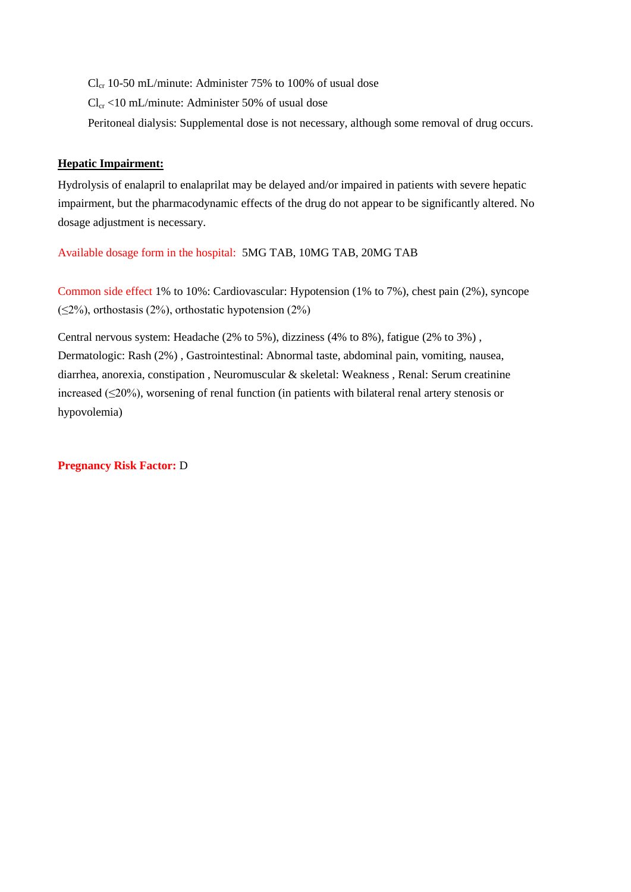$Cl_{cr}$ 10-50 mL/minute: Administer 75% to 100% of usual dose

$Cl_{cr}$ <10 mL/minute: Administer 50% of usual dose

Peritoneal dialysis: Supplemental dose is not necessary, although some removal of drug occurs.

**Hepatic Impairment:**

Hydrolysis of enalapril to enalaprilat may be delayed and/or impaired in patients with severe hepatic impairment, but the pharmacodynamic effects of the drug do not appear to be significantly altered. No dosage adjustment is necessary.

Available dosage form in the hospital: 5MG TAB, 10MG TAB, 20MG TAB

Common side effect 1% to 10%: Cardiovascular: Hypotension (1% to 7%), chest pain (2%), syncope (≤2%), orthostasis (2%), orthostatic hypotension (2%)

Central nervous system: Headache (2% to 5%), dizziness (4% to 8%), fatigue (2% to 3%) , Dermatologic: Rash (2%) , Gastrointestinal: Abnormal taste, abdominal pain, vomiting, nausea, diarrhea, anorexia, constipation , Neuromuscular & skeletal: Weakness , Renal: Serum creatinine increased (≤20%), worsening of renal function (in patients with bilateral renal artery stenosis or hypovolemia)

**Pregnancy Risk Factor:** D